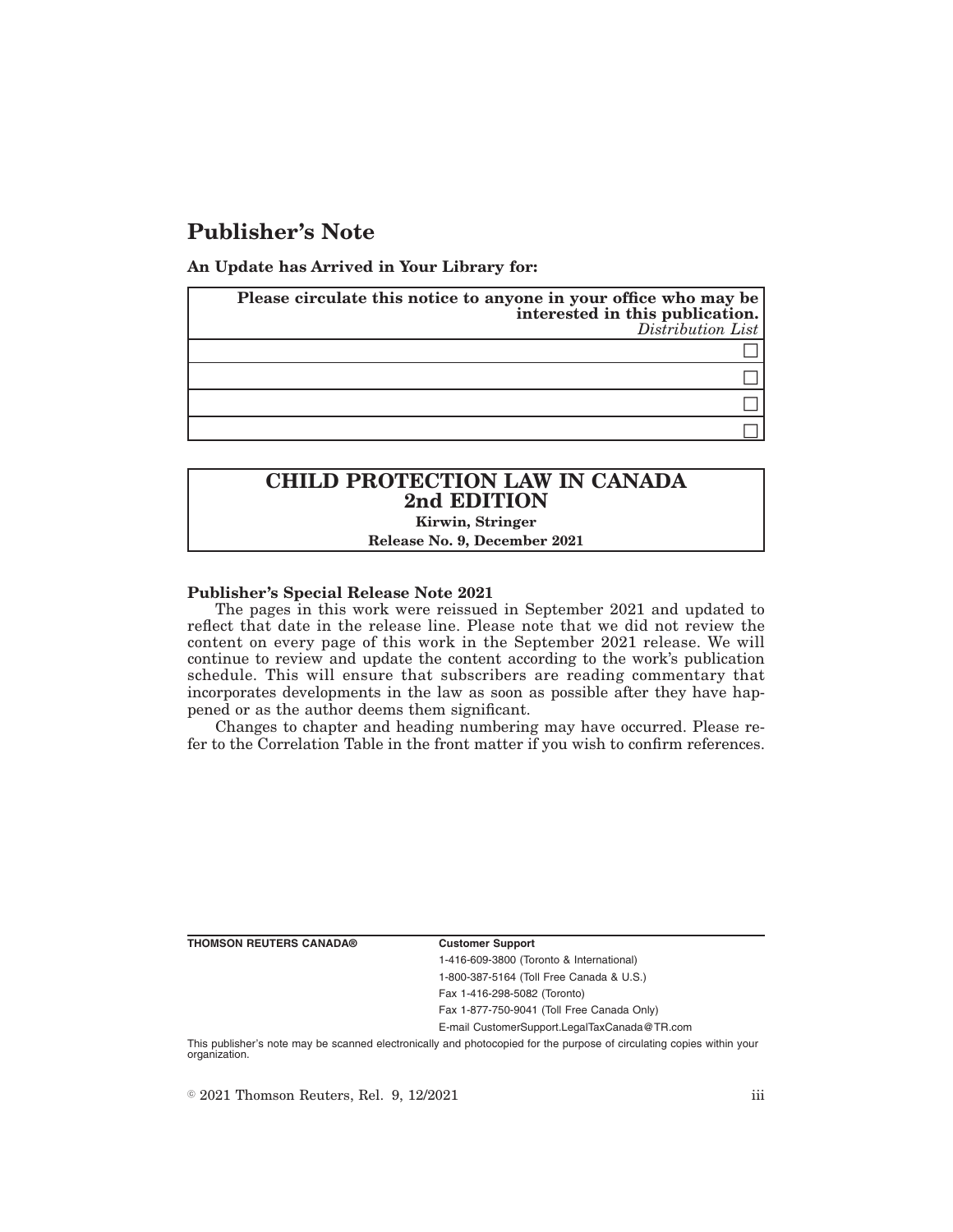# Publisher's Note

**An Update has Arrived in Your Library for:**

| **Please circulate this notice to anyone in your office who may be interested in this publication.** *Distribution List* |
|---|
| ☐ |
| ☐ |
| ☐ |
| ☐ |

| **CHILD PROTECTION LAW IN CANADA 2nd EDITION** |
|---|
| **Kirwin, Stringer** |
| **Release No. 9, December 2021** |

**Publisher's Special Release Note 2021**

The pages in this work were reissued in September 2021 and updated to reflect that date in the release line. Please note that we did not review the content on every page of this work in the September 2021 release. We will continue to review and update the content according to the work's publication schedule. This will ensure that subscribers are reading commentary that incorporates developments in the law as soon as possible after they have happened or as the author deems them significant.

Changes to chapter and heading numbering may have occurred. Please refer to the Correlation Table in the front matter if you wish to confirm references.

**THOMSON REUTERS CANADA®**

**Customer Support**

1-416-609-3800 (Toronto & International)

1-800-387-5164 (Toll Free Canada & U.S.)

Fax 1-416-298-5082 (Toronto)

Fax 1-877-750-9041 (Toll Free Canada Only)

E-mail CustomerSupport.LegalTaxCanada@TR.com

This publisher's note may be scanned electronically and photocopied for the purpose of circulating copies within your organization.

© 2021 Thomson Reuters, Rel. 9, 12/2021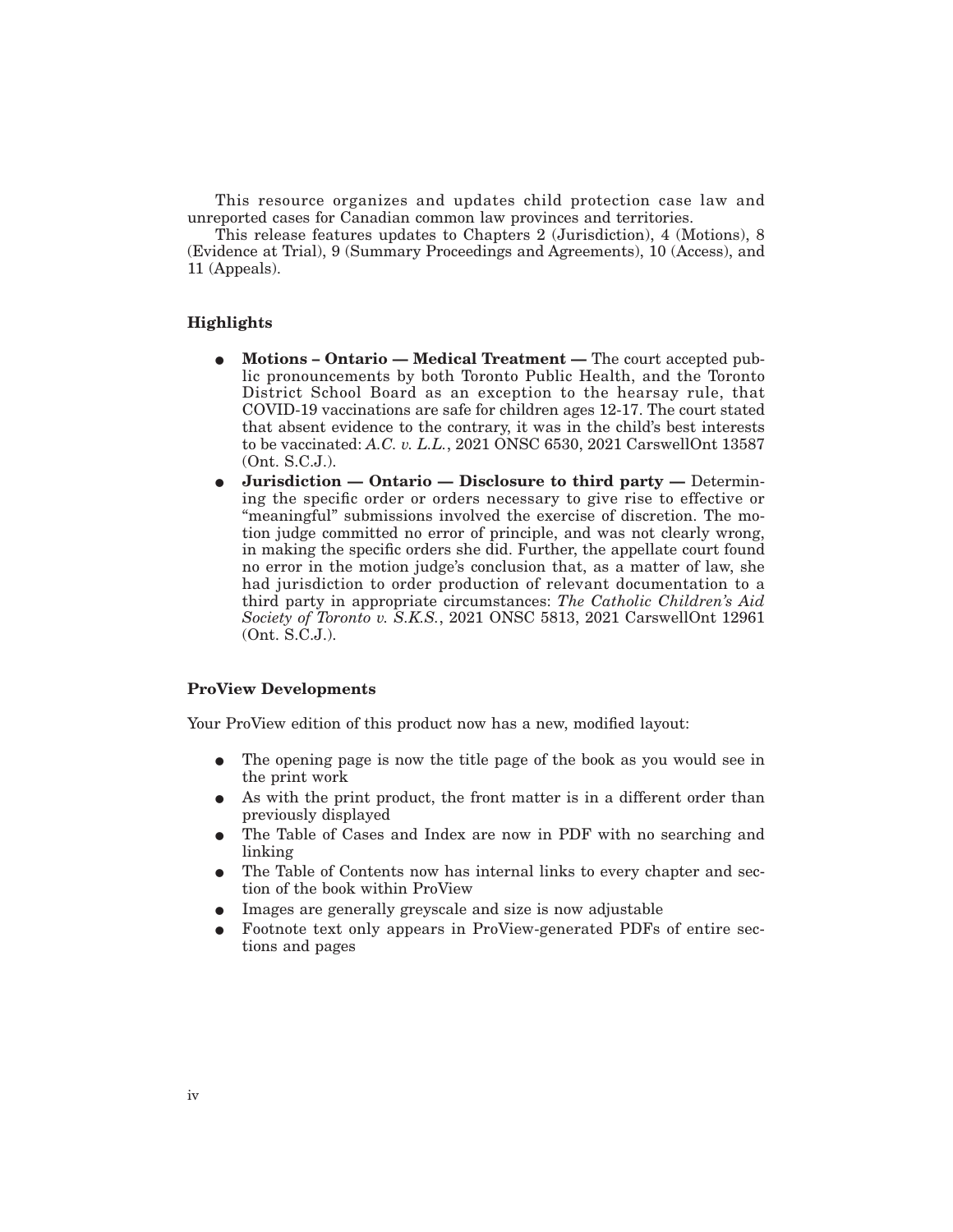This resource organizes and updates child protection case law and unreported cases for Canadian common law provinces and territories.

This release features updates to Chapters 2 (Jurisdiction), 4 (Motions), 8 (Evidence at Trial), 9 (Summary Proceedings and Agreements), 10 (Access), and 11 (Appeals).

### Highlights

- **Motions – Ontario — Medical Treatment —** The court accepted public pronouncements by both Toronto Public Health, and the Toronto District School Board as an exception to the hearsay rule, that COVID-19 vaccinations are safe for children ages 12-17. The court stated that absent evidence to the contrary, it was in the child's best interests to be vaccinated: *A.C. v. L.L.*, 2021 ONSC 6530, 2021 CarswellOnt 13587 (Ont. S.C.J.).
- **Jurisdiction — Ontario — Disclosure to third party —** Determining the specific order or orders necessary to give rise to effective or "meaningful" submissions involved the exercise of discretion. The motion judge committed no error of principle, and was not clearly wrong, in making the specific orders she did. Further, the appellate court found no error in the motion judge's conclusion that, as a matter of law, she had jurisdiction to order production of relevant documentation to a third party in appropriate circumstances: *The Catholic Children's Aid Society of Toronto v. S.K.S.*, 2021 ONSC 5813, 2021 CarswellOnt 12961 (Ont. S.C.J.).

### ProView Developments

Your ProView edition of this product now has a new, modified layout:

- The opening page is now the title page of the book as you would see in the print work
- As with the print product, the front matter is in a different order than previously displayed
- The Table of Cases and Index are now in PDF with no searching and linking
- The Table of Contents now has internal links to every chapter and section of the book within ProView
- Images are generally greyscale and size is now adjustable
- Footnote text only appears in ProView-generated PDFs of entire sections and pages